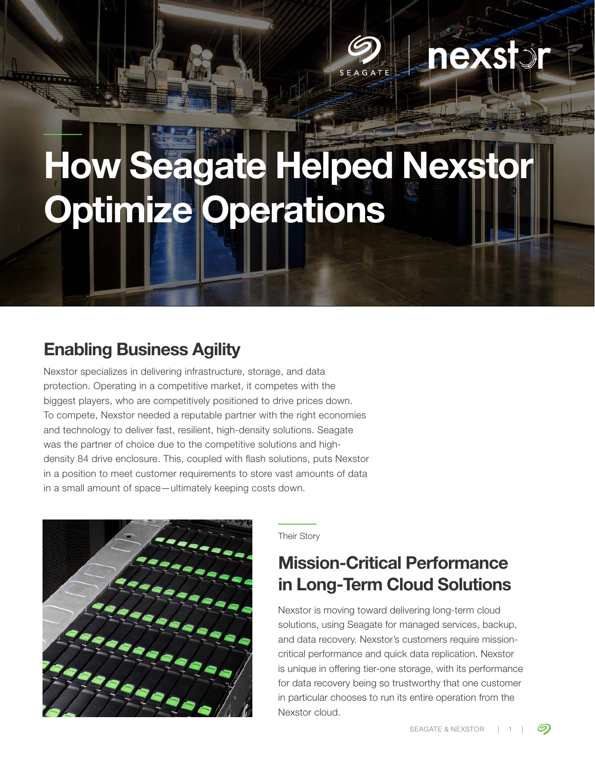# How Seagate Helped Nexstor Optimize Operations

## Enabling Business Agility

Nexstor specializes in delivering infrastructure, storage, and data protection. Operating in a competitive market, it competes with the biggest players, who are competitively positioned to drive prices down. To compete, Nexstor needed a reputable partner with the right economies and technology to deliver fast, resilient, high-density solutions. Seagate was the partner of choice due to the competitive solutions and high-density 84 drive enclosure. This, coupled with flash solutions, puts Nexstor in a position to meet customer requirements to store vast amounts of data in a small amount of space—ultimately keeping costs down.

Their Story

## Mission-Critical Performance in Long-Term Cloud Solutions

Nexstor is moving toward delivering long-term cloud solutions, using Seagate for managed services, backup, and data recovery. Nexstor's customers require mission-critical performance and quick data replication. Nexstor is unique in offering tier-one storage, with its performance for data recovery being so trustworthy that one customer in particular chooses to run its entire operation from the Nexstor cloud.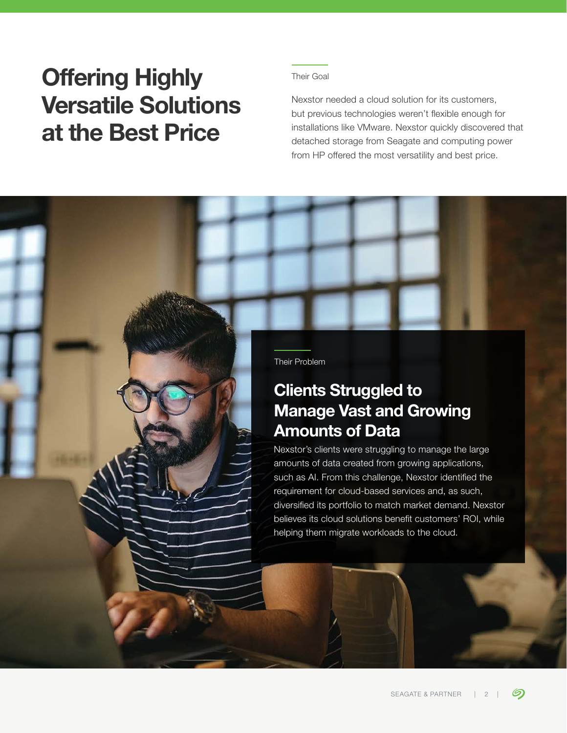# Offering Highly Versatile Solutions at the Best Price

Their Goal

Nexstor needed a cloud solution for its customers, but previous technologies weren't flexible enough for installations like VMware. Nexstor quickly discovered that detached storage from Seagate and computing power from HP offered the most versatility and best price.

Their Problem

## Clients Struggled to Manage Vast and Growing Amounts of Data

Nexstor's clients were struggling to manage the large amounts of data created from growing applications, such as AI. From this challenge, Nexstor identified the requirement for cloud-based services and, as such, diversified its portfolio to match market demand. Nexstor believes its cloud solutions benefit customers' ROI, while helping them migrate workloads to the cloud.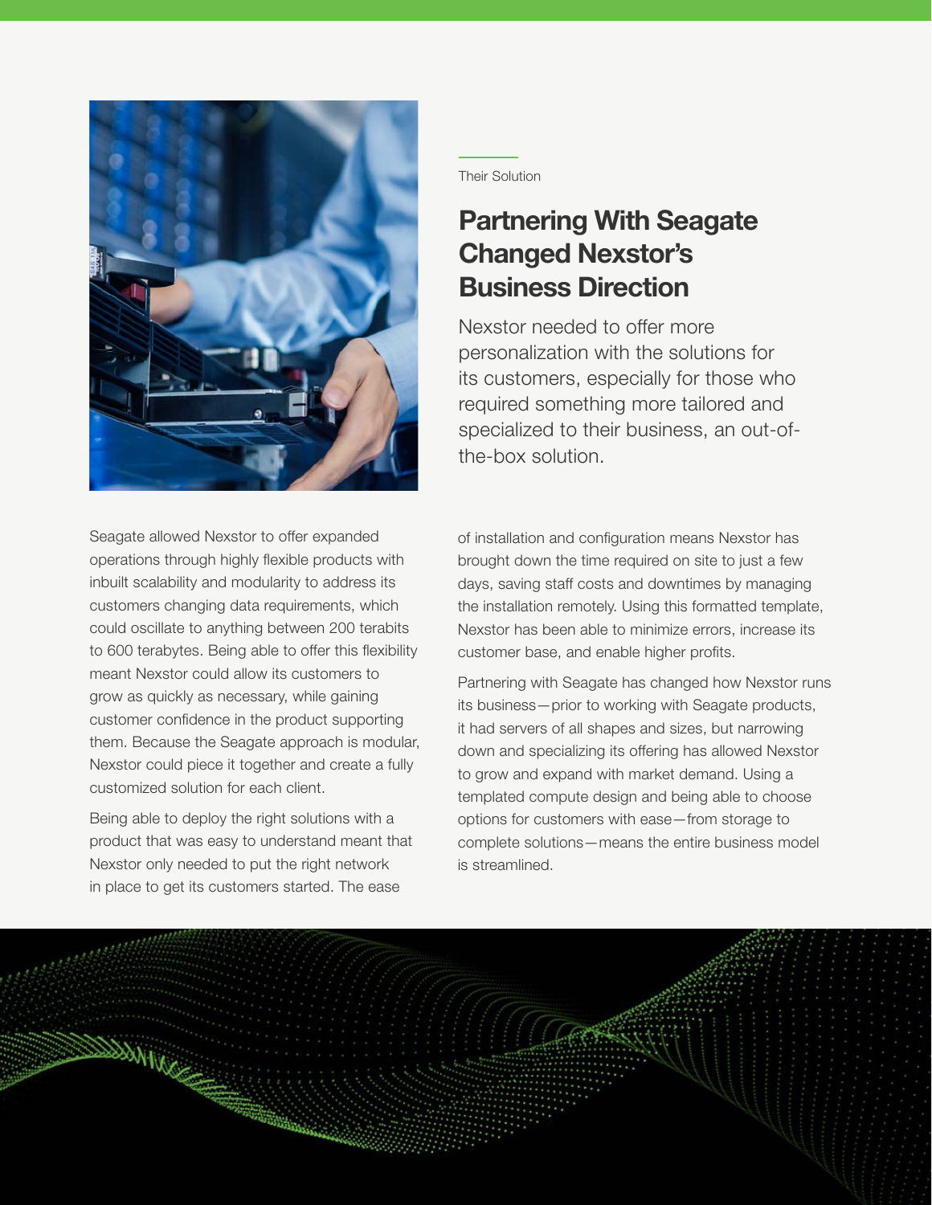Their Solution

## Partnering With Seagate Changed Nexstor's Business Direction

Nexstor needed to offer more personalization with the solutions for its customers, especially for those who required something more tailored and specialized to their business, an out-of-the-box solution.

Seagate allowed Nexstor to offer expanded operations through highly flexible products with inbuilt scalability and modularity to address its customers changing data requirements, which could oscillate to anything between 200 terabits to 600 terabytes. Being able to offer this flexibility meant Nexstor could allow its customers to grow as quickly as necessary, while gaining customer confidence in the product supporting them. Because the Seagate approach is modular, Nexstor could piece it together and create a fully customized solution for each client.

Being able to deploy the right solutions with a product that was easy to understand meant that Nexstor only needed to put the right network in place to get its customers started. The ease of installation and configuration means Nexstor has brought down the time required on site to just a few days, saving staff costs and downtimes by managing the installation remotely. Using this formatted template, Nexstor has been able to minimize errors, increase its customer base, and enable higher profits.

Partnering with Seagate has changed how Nexstor runs its business—prior to working with Seagate products, it had servers of all shapes and sizes, but narrowing down and specializing its offering has allowed Nexstor to grow and expand with market demand. Using a templated compute design and being able to choose options for customers with ease—from storage to complete solutions—means the entire business model is streamlined.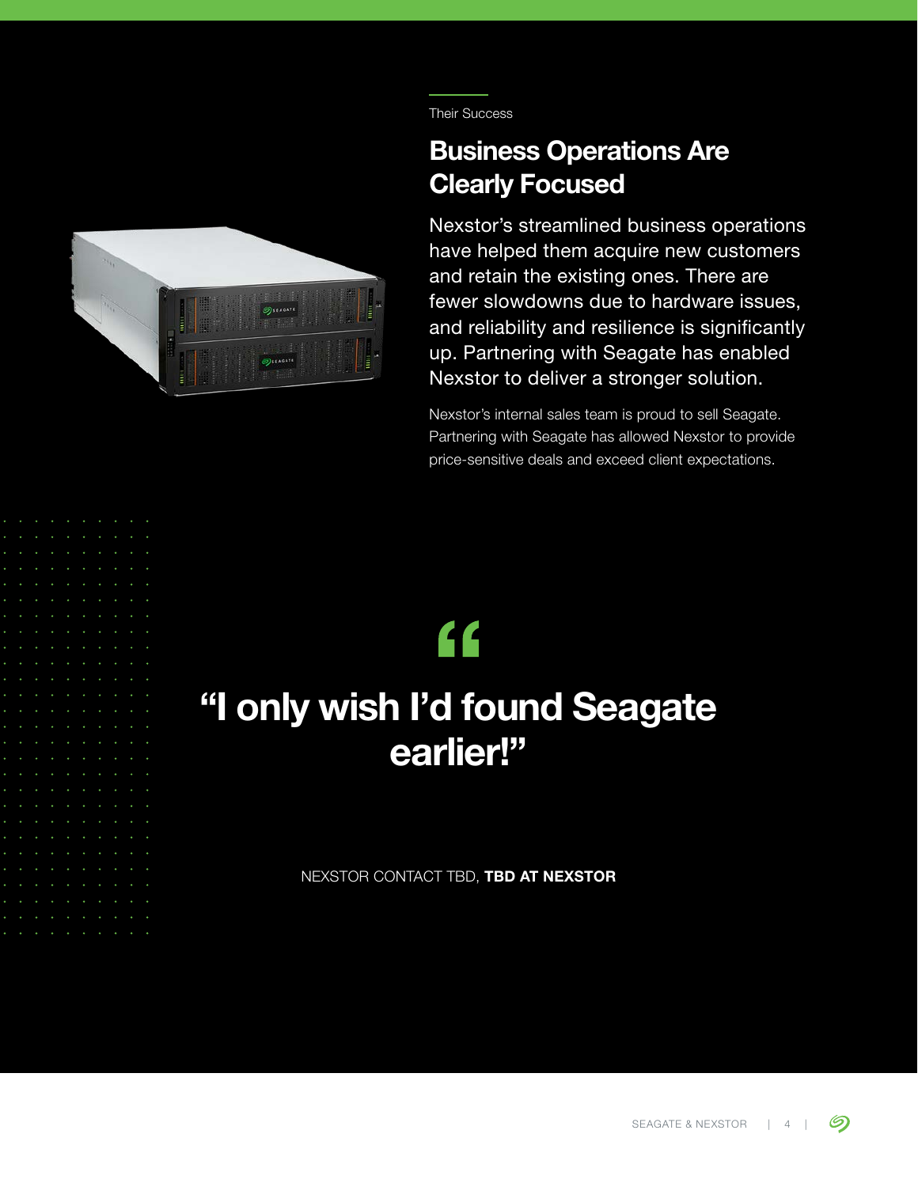Their Success

## Business Operations Are Clearly Focused

Nexstor's streamlined business operations have helped them acquire new customers and retain the existing ones. There are fewer slowdowns due to hardware issues, and reliability and resilience is significantly up. Partnering with Seagate has enabled Nexstor to deliver a stronger solution.

Nexstor's internal sales team is proud to sell Seagate. Partnering with Seagate has allowed Nexstor to provide price-sensitive deals and exceed client expectations.

> **"I only wish I'd found Seagate earlier!"**

NEXSTOR CONTACT TBD, **TBD AT NEXSTOR**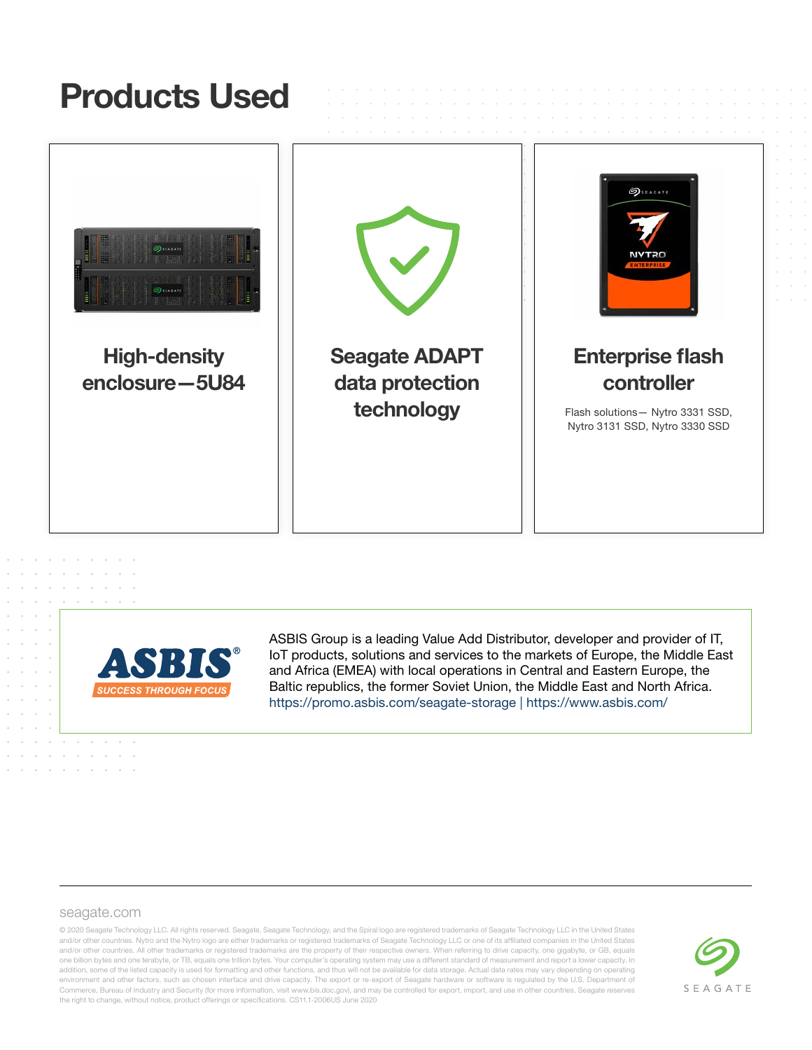# Products Used

### High-density enclosure—5U84

### Seagate ADAPT data protection technology

### Enterprise flash controller

Flash solutions— Nytro 3331 SSD, Nytro 3131 SSD, Nytro 3330 SSD

ASBIS Group is a leading Value Add Distributor, developer and provider of IT, IoT products, solutions and services to the markets of Europe, the Middle East and Africa (EMEA) with local operations in Central and Eastern Europe, the Baltic republics, the former Soviet Union, the Middle East and North Africa.
https://promo.asbis.com/seagate-storage | https://www.asbis.com/

seagate.com

© 2020 Seagate Technology LLC. All rights reserved. Seagate, Seagate Technology, and the Spiral logo are registered trademarks of Seagate Technology LLC in the United States and/or other countries. Nytro and the Nytro logo are either trademarks or registered trademarks of Seagate Technology LLC or one of its affiliated companies in the United States and/or other countries. All other trademarks or registered trademarks are the property of their respective owners. When referring to drive capacity, one gigabyte, or GB, equals one billion bytes and one terabyte, or TB, equals one trillion bytes. Your computer's operating system may use a different standard of measurement and report a lower capacity. In addition, some of the listed capacity is used for formatting and other functions, and thus will not be available for data storage. Actual data rates may vary depending on operating environment and other factors, such as chosen interface and drive capacity. The export or re-export of Seagate hardware or software is regulated by the U.S. Department of Commerce, Bureau of Industry and Security (for more information, visit www.bis.doc.gov), and may be controlled for export, import, and use in other countries. Seagate reserves the right to change, without notice, product offerings or specifications. CS11.1-2006US June 2020